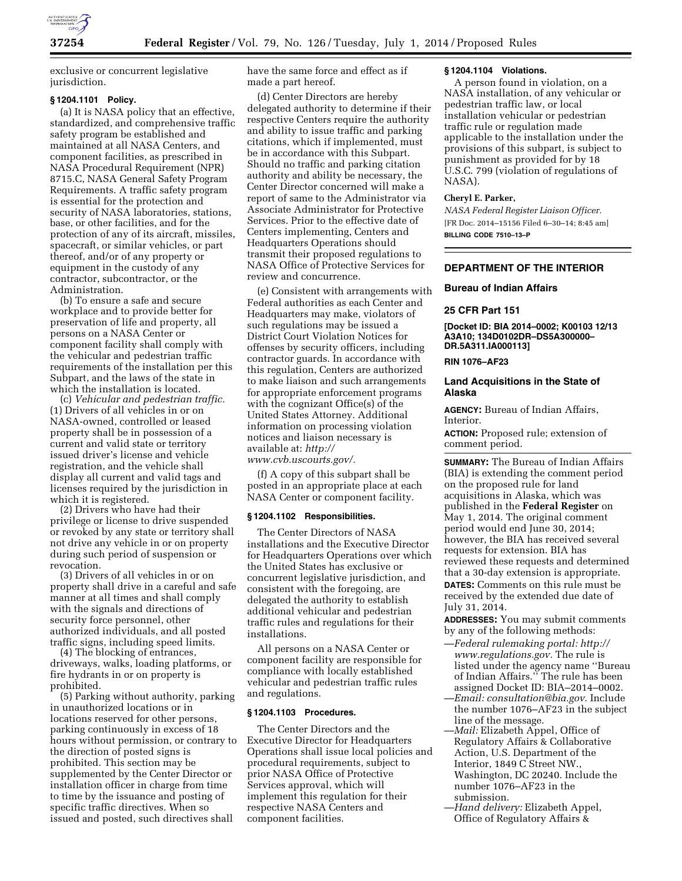exclusive or concurrent legislative jurisdiction.

### § 1204.1101 Policy.

(a) It is NASA policy that an effective, standardized, and comprehensive traffic safety program be established and maintained at all NASA Centers, and component facilities, as prescribed in NASA Procedural Requirement (NPR) 8715.C, NASA General Safety Program Requirements. A traffic safety program is essential for the protection and security of NASA laboratories, stations, base, or other facilities, and for the protection of any of its aircraft, missiles, spacecraft, or similar vehicles, or part thereof, and/or of any property or equipment in the custody of any contractor, subcontractor, or the Administration.

(b) To ensure a safe and secure workplace and to provide better for preservation of life and property, all persons on a NASA Center or component facility shall comply with the vehicular and pedestrian traffic requirements of the installation per this Subpart, and the laws of the state in which the installation is located.

(c) *Vehicular and pedestrian traffic.* (1) Drivers of all vehicles in or on NASA-owned, controlled or leased property shall be in possession of a current and valid state or territory issued driver's license and vehicle registration, and the vehicle shall display all current and valid tags and licenses required by the jurisdiction in which it is registered.

(2) Drivers who have had their privilege or license to drive suspended or revoked by any state or territory shall not drive any vehicle in or on property during such period of suspension or revocation.

(3) Drivers of all vehicles in or on property shall drive in a careful and safe manner at all times and shall comply with the signals and directions of security force personnel, other authorized individuals, and all posted traffic signs, including speed limits.

(4) The blocking of entrances, driveways, walks, loading platforms, or fire hydrants in or on property is prohibited.

(5) Parking without authority, parking in unauthorized locations or in locations reserved for other persons, parking continuously in excess of 18 hours without permission, or contrary to the direction of posted signs is prohibited. This section may be supplemented by the Center Director or installation officer in charge from time to time by the issuance and posting of specific traffic directives. When so issued and posted, such directives shall have the same force and effect as if made a part hereof.

(d) Center Directors are hereby delegated authority to determine if their respective Centers require the authority and ability to issue traffic and parking citations, which if implemented, must be in accordance with this Subpart. Should no traffic and parking citation authority and ability be necessary, the Center Director concerned will make a report of same to the Administrator via Associate Administrator for Protective Services. Prior to the effective date of Centers implementing, Centers and Headquarters Operations should transmit their proposed regulations to NASA Office of Protective Services for review and concurrence.

(e) Consistent with arrangements with Federal authorities as each Center and Headquarters may make, violators of such regulations may be issued a District Court Violation Notices for offenses by security officers, including contractor guards. In accordance with this regulation, Centers are authorized to make liaison and such arrangements for appropriate enforcement programs with the cognizant Office(s) of the United States Attorney. Additional information on processing violation notices and liaison necessary is available at: *http://www.cvb.uscourts.gov/.*

(f) A copy of this subpart shall be posted in an appropriate place at each NASA Center or component facility.

### § 1204.1102 Responsibilities.

The Center Directors of NASA installations and the Executive Director for Headquarters Operations over which the United States has exclusive or concurrent legislative jurisdiction, and consistent with the foregoing, are delegated the authority to establish additional vehicular and pedestrian traffic rules and regulations for their installations.

All persons on a NASA Center or component facility are responsible for compliance with locally established vehicular and pedestrian traffic rules and regulations.

### § 1204.1103 Procedures.

The Center Directors and the Executive Director for Headquarters Operations shall issue local policies and procedural requirements, subject to prior NASA Office of Protective Services approval, which will implement this regulation for their respective NASA Centers and component facilities.

### § 1204.1104 Violations.

A person found in violation, on a NASA installation, of any vehicular or pedestrian traffic law, or local installation vehicular or pedestrian traffic rule or regulation made applicable to the installation under the provisions of this subpart, is subject to punishment as provided for by 18 U.S.C. 799 (violation of regulations of NASA).

**Cheryl E. Parker,**

*NASA Federal Register Liaison Officer.*

[FR Doc. 2014–15156 Filed 6–30–14; 8:45 am]

**BILLING CODE 7510–13–P**

---

## DEPARTMENT OF THE INTERIOR

### Bureau of Indian Affairs

### 25 CFR Part 151

**[Docket ID: BIA 2014–0002; K00103 12/13 A3A10; 134D0102DR–DS5A300000–DR.5A311.IA000113]**

**RIN 1076–AF23**

## Land Acquisitions in the State of Alaska

**AGENCY:** Bureau of Indian Affairs, Interior.

**ACTION:** Proposed rule; extension of comment period.

**SUMMARY:** The Bureau of Indian Affairs (BIA) is extending the comment period on the proposed rule for land acquisitions in Alaska, which was published in the **Federal Register** on May 1, 2014. The original comment period would end June 30, 2014; however, the BIA has received several requests for extension. BIA has reviewed these requests and determined that a 30-day extension is appropriate.

**DATES:** Comments on this rule must be received by the extended due date of July 31, 2014.

**ADDRESSES:** You may submit comments by any of the following methods:

—*Federal rulemaking portal: http://www.regulations.gov.* The rule is listed under the agency name ''Bureau of Indian Affairs.'' The rule has been assigned Docket ID: BIA–2014–0002.

—*Email: consultation@bia.gov.* Include the number 1076–AF23 in the subject line of the message.

—*Mail:* Elizabeth Appel, Office of Regulatory Affairs & Collaborative Action, U.S. Department of the Interior, 1849 C Street NW., Washington, DC 20240. Include the number 1076–AF23 in the submission.

—*Hand delivery:* Elizabeth Appel, Office of Regulatory Affairs &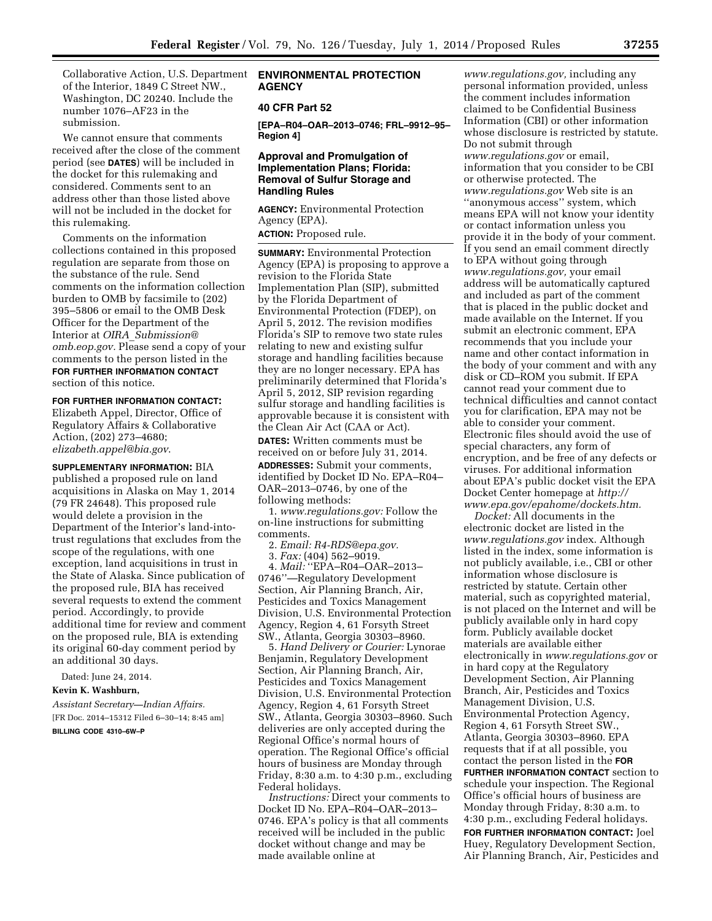Collaborative Action, U.S. Department of the Interior, 1849 C Street NW., Washington, DC 20240. Include the number 1076–AF23 in the submission.

We cannot ensure that comments received after the close of the comment period (see **DATES**) will be included in the docket for this rulemaking and considered. Comments sent to an address other than those listed above will not be included in the docket for this rulemaking.

Comments on the information collections contained in this proposed regulation are separate from those on the substance of the rule. Send comments on the information collection burden to OMB by facsimile to (202) 395–5806 or email to the OMB Desk Officer for the Department of the Interior at *OIRA_Submission@omb.eop.gov.* Please send a copy of your comments to the person listed in the **FOR FURTHER INFORMATION CONTACT** section of this notice.

**FOR FURTHER INFORMATION CONTACT:** Elizabeth Appel, Director, Office of Regulatory Affairs & Collaborative Action, (202) 273–4680; *elizabeth.appel@bia.gov*.

**SUPPLEMENTARY INFORMATION:** BIA published a proposed rule on land acquisitions in Alaska on May 1, 2014 (79 FR 24648). This proposed rule would delete a provision in the Department of the Interior's land-into-trust regulations that excludes from the scope of the regulations, with one exception, land acquisitions in trust in the State of Alaska. Since publication of the proposed rule, BIA has received several requests to extend the comment period. Accordingly, to provide additional time for review and comment on the proposed rule, BIA is extending its original 60-day comment period by an additional 30 days.

Dated: June 24, 2014.

**Kevin K. Washburn,**

*Assistant Secretary—Indian Affairs.*

[FR Doc. 2014–15312 Filed 6–30–14; 8:45 am]

**BILLING CODE 4310–6W–P**

---

## ENVIRONMENTAL PROTECTION AGENCY

### 40 CFR Part 52

**[EPA–R04–OAR–2013–0746; FRL–9912–95–Region 4]**

### Approval and Promulgation of Implementation Plans; Florida: Removal of Sulfur Storage and Handling Rules

**AGENCY:** Environmental Protection Agency (EPA).

**ACTION:** Proposed rule.

**SUMMARY:** Environmental Protection Agency (EPA) is proposing to approve a revision to the Florida State Implementation Plan (SIP), submitted by the Florida Department of Environmental Protection (FDEP), on April 5, 2012. The revision modifies Florida's SIP to remove two state rules relating to new and existing sulfur storage and handling facilities because they are no longer necessary. EPA has preliminarily determined that Florida's April 5, 2012, SIP revision regarding sulfur storage and handling facilities is approvable because it is consistent with the Clean Air Act (CAA or Act).

**DATES:** Written comments must be received on or before July 31, 2014.

**ADDRESSES:** Submit your comments, identified by Docket ID No. EPA–R04–OAR–2013–0746, by one of the following methods:

1. *www.regulations.gov:* Follow the on-line instructions for submitting comments.
2. *Email: R4-RDS@epa.gov.*
3. *Fax:* (404) 562–9019.
4. *Mail:* ''EPA–R04–OAR–2013–0746''—Regulatory Development Section, Air Planning Branch, Air, Pesticides and Toxics Management Division, U.S. Environmental Protection Agency, Region 4, 61 Forsyth Street SW., Atlanta, Georgia 30303–8960.
5. *Hand Delivery or Courier:* Lynorae Benjamin, Regulatory Development Section, Air Planning Branch, Air, Pesticides and Toxics Management Division, U.S. Environmental Protection Agency, Region 4, 61 Forsyth Street SW., Atlanta, Georgia 30303–8960. Such deliveries are only accepted during the Regional Office's normal hours of operation. The Regional Office's official hours of business are Monday through Friday, 8:30 a.m. to 4:30 p.m., excluding Federal holidays.

*Instructions:* Direct your comments to Docket ID No. EPA–R04–OAR–2013–0746. EPA's policy is that all comments received will be included in the public docket without change and may be made available online at *www.regulations.gov,* including any personal information provided, unless the comment includes information claimed to be Confidential Business Information (CBI) or other information whose disclosure is restricted by statute. Do not submit through *www.regulations.gov* or email, information that you consider to be CBI or otherwise protected. The *www.regulations.gov* Web site is an ''anonymous access'' system, which means EPA will not know your identity or contact information unless you provide it in the body of your comment. If you send an email comment directly to EPA without going through *www.regulations.gov,* your email address will be automatically captured and included as part of the comment that is placed in the public docket and made available on the Internet. If you submit an electronic comment, EPA recommends that you include your name and other contact information in the body of your comment and with any disk or CD–ROM you submit. If EPA cannot read your comment due to technical difficulties and cannot contact you for clarification, EPA may not be able to consider your comment. Electronic files should avoid the use of special characters, any form of encryption, and be free of any defects or viruses. For additional information about EPA's public docket visit the EPA Docket Center homepage at *http://www.epa.gov/epahome/dockets.htm.*

*Docket:* All documents in the electronic docket are listed in the *www.regulations.gov* index. Although listed in the index, some information is not publicly available, i.e., CBI or other information whose disclosure is restricted by statute. Certain other material, such as copyrighted material, is not placed on the Internet and will be publicly available only in hard copy form. Publicly available docket materials are available either electronically in *www.regulations.gov* or in hard copy at the Regulatory Development Section, Air Planning Branch, Air, Pesticides and Toxics Management Division, U.S. Environmental Protection Agency, Region 4, 61 Forsyth Street SW., Atlanta, Georgia 30303–8960. EPA requests that if at all possible, you contact the person listed in the **FOR FURTHER INFORMATION CONTACT** section to schedule your inspection. The Regional Office's official hours of business are Monday through Friday, 8:30 a.m. to 4:30 p.m., excluding Federal holidays.

**FOR FURTHER INFORMATION CONTACT:** Joel Huey, Regulatory Development Section, Air Planning Branch, Air, Pesticides and